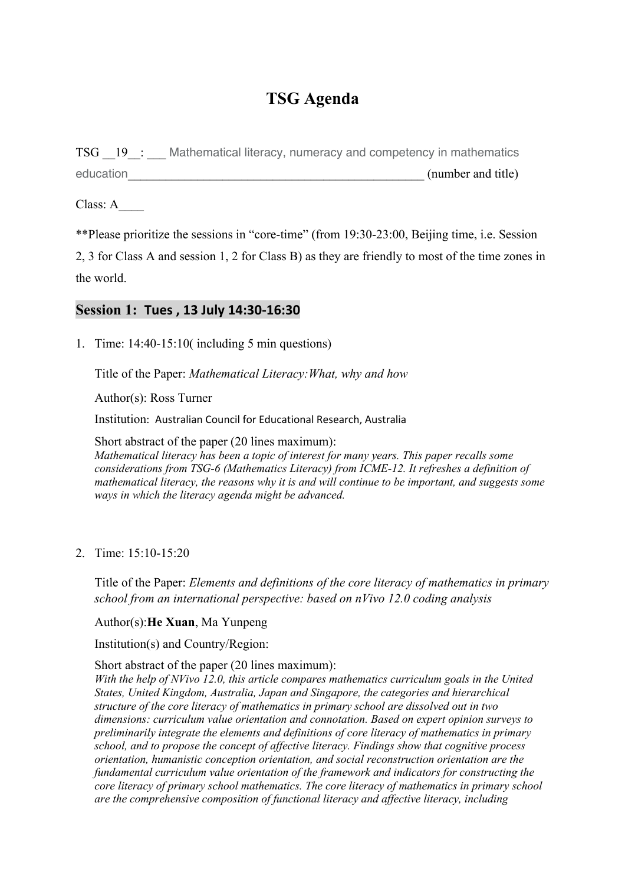# TSG Agenda

TSG __19__: ___ Mathematical literacy, numeracy and competency in mathematics education_______________________________________________ (number and title)

Class: A____

**Please prioritize the sessions in "core-time" (from 19:30-23:00, Beijing time, i.e. Session 2, 3 for Class A and session 1, 2 for Class B) as they are friendly to most of the time zones in the world.

## Session 1: Tues , 13 July 14:30-16:30

1. Time: 14:40-15:10( including 5 min questions)

   Title of the Paper: *Mathematical Literacy:What, why and how*

   Author(s): Ross Turner

   Institution: Australian Council for Educational Research, Australia

   Short abstract of the paper (20 lines maximum):
   *Mathematical literacy has been a topic of interest for many years. This paper recalls some considerations from TSG-6 (Mathematics Literacy) from ICME-12. It refreshes a definition of mathematical literacy, the reasons why it is and will continue to be important, and suggests some ways in which the literacy agenda might be advanced.*

2. Time: 15:10-15:20

   Title of the Paper: *Elements and definitions of the core literacy of mathematics in primary school from an international perspective: based on nVivo 12.0 coding analysis*

   Author(s):**He Xuan**, Ma Yunpeng

   Institution(s) and Country/Region:

   Short abstract of the paper (20 lines maximum):
   *With the help of NVivo 12.0, this article compares mathematics curriculum goals in the United States, United Kingdom, Australia, Japan and Singapore, the categories and hierarchical structure of the core literacy of mathematics in primary school are dissolved out in two dimensions: curriculum value orientation and connotation. Based on expert opinion surveys to preliminarily integrate the elements and definitions of core literacy of mathematics in primary school, and to propose the concept of affective literacy. Findings show that cognitive process orientation, humanistic conception orientation, and social reconstruction orientation are the fundamental curriculum value orientation of the framework and indicators for constructing the core literacy of primary school mathematics. The core literacy of mathematics in primary school are the comprehensive composition of functional literacy and affective literacy, including*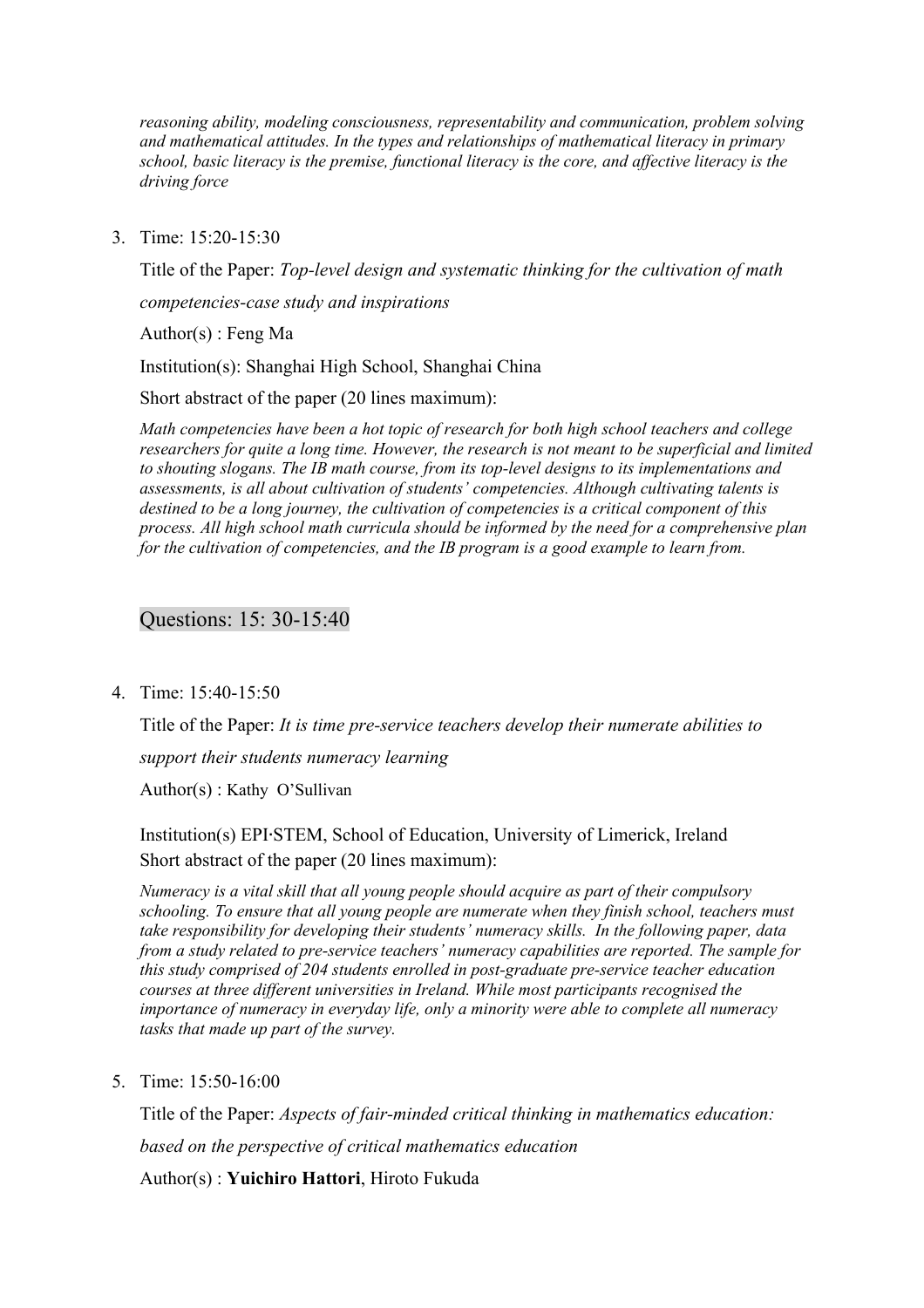*reasoning ability, modeling consciousness, representability and communication, problem solving and mathematical attitudes. In the types and relationships of mathematical literacy in primary school, basic literacy is the premise, functional literacy is the core, and affective literacy is the driving force*

3. Time: 15:20-15:30

   Title of the Paper: *Top-level design and systematic thinking for the cultivation of math competencies-case study and inspirations*

   Author(s) : Feng Ma

   Institution(s): Shanghai High School, Shanghai China

   Short abstract of the paper (20 lines maximum):

   *Math competencies have been a hot topic of research for both high school teachers and college researchers for quite a long time. However, the research is not meant to be superficial and limited to shouting slogans. The IB math course, from its top-level designs to its implementations and assessments, is all about cultivation of students' competencies. Although cultivating talents is destined to be a long journey, the cultivation of competencies is a critical component of this process. All high school math curricula should be informed by the need for a comprehensive plan for the cultivation of competencies, and the IB program is a good example to learn from.*

## Questions: 15: 30-15:40

4. Time: 15:40-15:50

   Title of the Paper: *It is time pre-service teachers develop their numerate abilities to support their students numeracy learning*

   Author(s) : Kathy O'Sullivan

   Institution(s) EPI·STEM, School of Education, University of Limerick, Ireland
   Short abstract of the paper (20 lines maximum):

   *Numeracy is a vital skill that all young people should acquire as part of their compulsory schooling. To ensure that all young people are numerate when they finish school, teachers must take responsibility for developing their students' numeracy skills. In the following paper, data from a study related to pre-service teachers' numeracy capabilities are reported. The sample for this study comprised of 204 students enrolled in post-graduate pre-service teacher education courses at three different universities in Ireland. While most participants recognised the importance of numeracy in everyday life, only a minority were able to complete all numeracy tasks that made up part of the survey.*

5. Time: 15:50-16:00

   Title of the Paper: *Aspects of fair-minded critical thinking in mathematics education: based on the perspective of critical mathematics education*

   Author(s) : **Yuichiro Hattori**, Hiroto Fukuda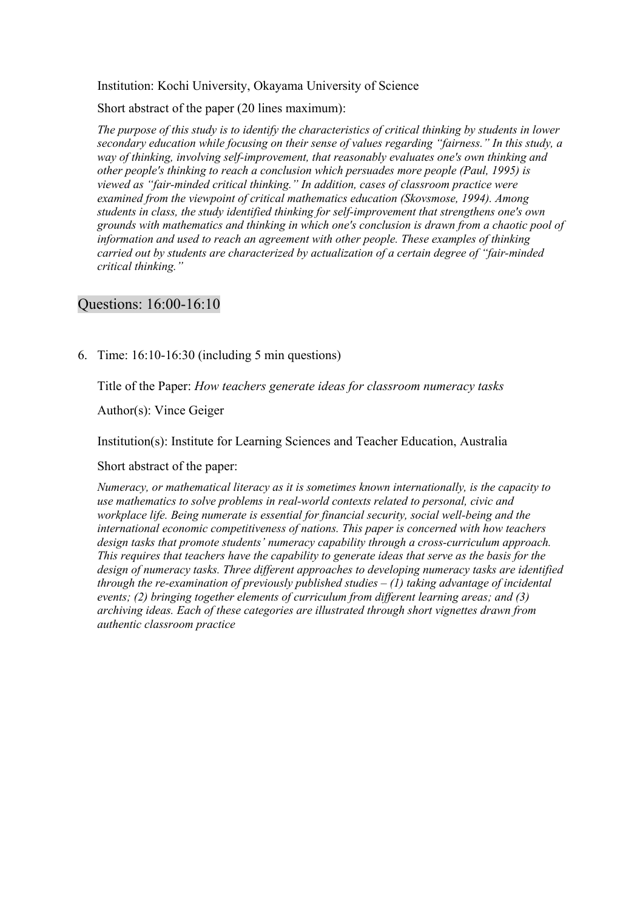Institution: Kochi University, Okayama University of Science

Short abstract of the paper (20 lines maximum):

*The purpose of this study is to identify the characteristics of critical thinking by students in lower secondary education while focusing on their sense of values regarding "fairness." In this study, a way of thinking, involving self-improvement, that reasonably evaluates one's own thinking and other people's thinking to reach a conclusion which persuades more people (Paul, 1995) is viewed as "fair-minded critical thinking." In addition, cases of classroom practice were examined from the viewpoint of critical mathematics education (Skovsmose, 1994). Among students in class, the study identified thinking for self-improvement that strengthens one's own grounds with mathematics and thinking in which one's conclusion is drawn from a chaotic pool of information and used to reach an agreement with other people. These examples of thinking carried out by students are characterized by actualization of a certain degree of "fair-minded critical thinking."*

## Questions: 16:00-16:10

6. Time: 16:10-16:30 (including 5 min questions)

   Title of the Paper: *How teachers generate ideas for classroom numeracy tasks*

   Author(s): Vince Geiger

   Institution(s): Institute for Learning Sciences and Teacher Education, Australia

   Short abstract of the paper:

   *Numeracy, or mathematical literacy as it is sometimes known internationally, is the capacity to use mathematics to solve problems in real-world contexts related to personal, civic and workplace life. Being numerate is essential for financial security, social well-being and the international economic competitiveness of nations. This paper is concerned with how teachers design tasks that promote students' numeracy capability through a cross-curriculum approach. This requires that teachers have the capability to generate ideas that serve as the basis for the design of numeracy tasks. Three different approaches to developing numeracy tasks are identified through the re-examination of previously published studies – (1) taking advantage of incidental events; (2) bringing together elements of curriculum from different learning areas; and (3) archiving ideas. Each of these categories are illustrated through short vignettes drawn from authentic classroom practice*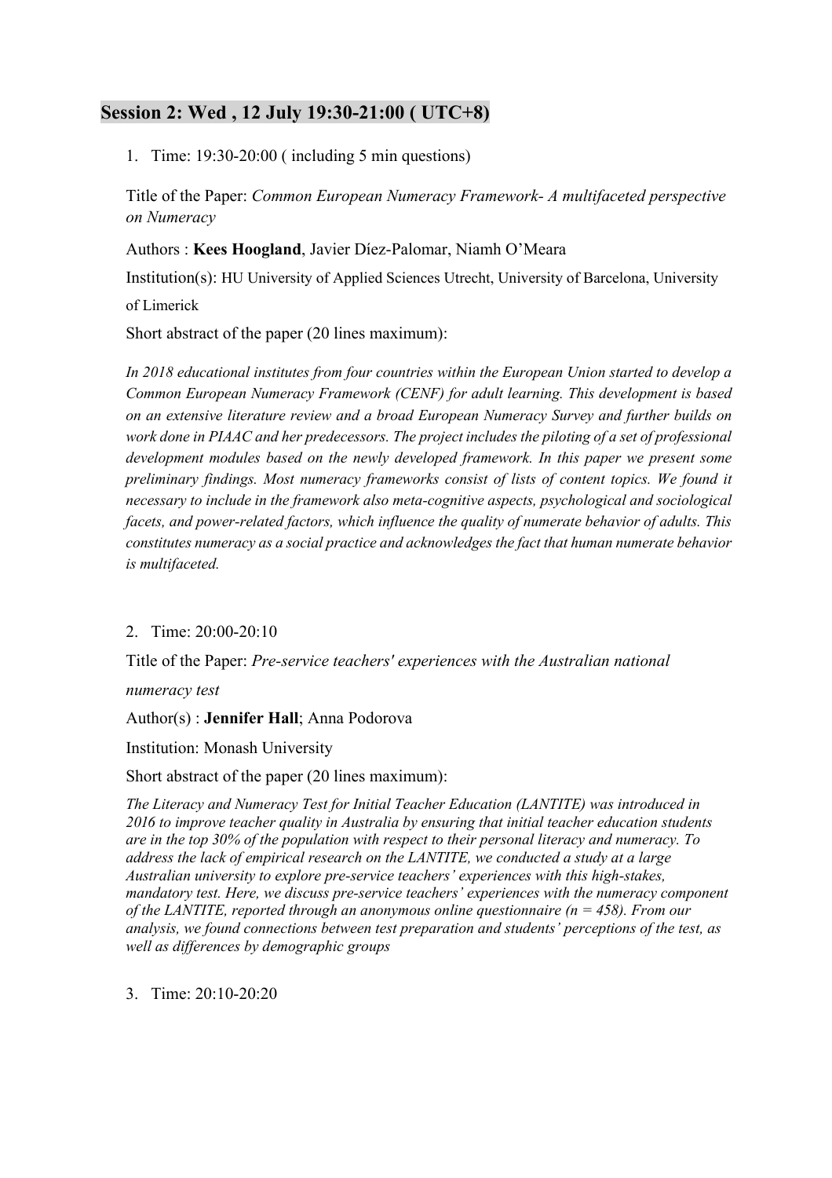## Session 2: Wed , 12 July 19:30-21:00 ( UTC+8)

1. Time: 19:30-20:00 ( including 5 min questions)

Title of the Paper: *Common European Numeracy Framework- A multifaceted perspective on Numeracy*

Authors : **Kees Hoogland**, Javier Díez-Palomar, Niamh O'Meara

Institution(s): HU University of Applied Sciences Utrecht, University of Barcelona, University of Limerick

Short abstract of the paper (20 lines maximum):

*In 2018 educational institutes from four countries within the European Union started to develop a Common European Numeracy Framework (CENF) for adult learning. This development is based on an extensive literature review and a broad European Numeracy Survey and further builds on work done in PIAAC and her predecessors. The project includes the piloting of a set of professional development modules based on the newly developed framework. In this paper we present some preliminary findings. Most numeracy frameworks consist of lists of content topics. We found it necessary to include in the framework also meta-cognitive aspects, psychological and sociological facets, and power-related factors, which influence the quality of numerate behavior of adults. This constitutes numeracy as a social practice and acknowledges the fact that human numerate behavior is multifaceted.*

2. Time: 20:00-20:10

Title of the Paper: *Pre-service teachers' experiences with the Australian national numeracy test*

Author(s) : **Jennifer Hall**; Anna Podorova

Institution: Monash University

Short abstract of the paper (20 lines maximum):

*The Literacy and Numeracy Test for Initial Teacher Education (LANTITE) was introduced in 2016 to improve teacher quality in Australia by ensuring that initial teacher education students are in the top 30% of the population with respect to their personal literacy and numeracy. To address the lack of empirical research on the LANTITE, we conducted a study at a large Australian university to explore pre-service teachers' experiences with this high-stakes, mandatory test. Here, we discuss pre-service teachers' experiences with the numeracy component of the LANTITE, reported through an anonymous online questionnaire (n = 458). From our analysis, we found connections between test preparation and students' perceptions of the test, as well as differences by demographic groups*

3. Time: 20:10-20:20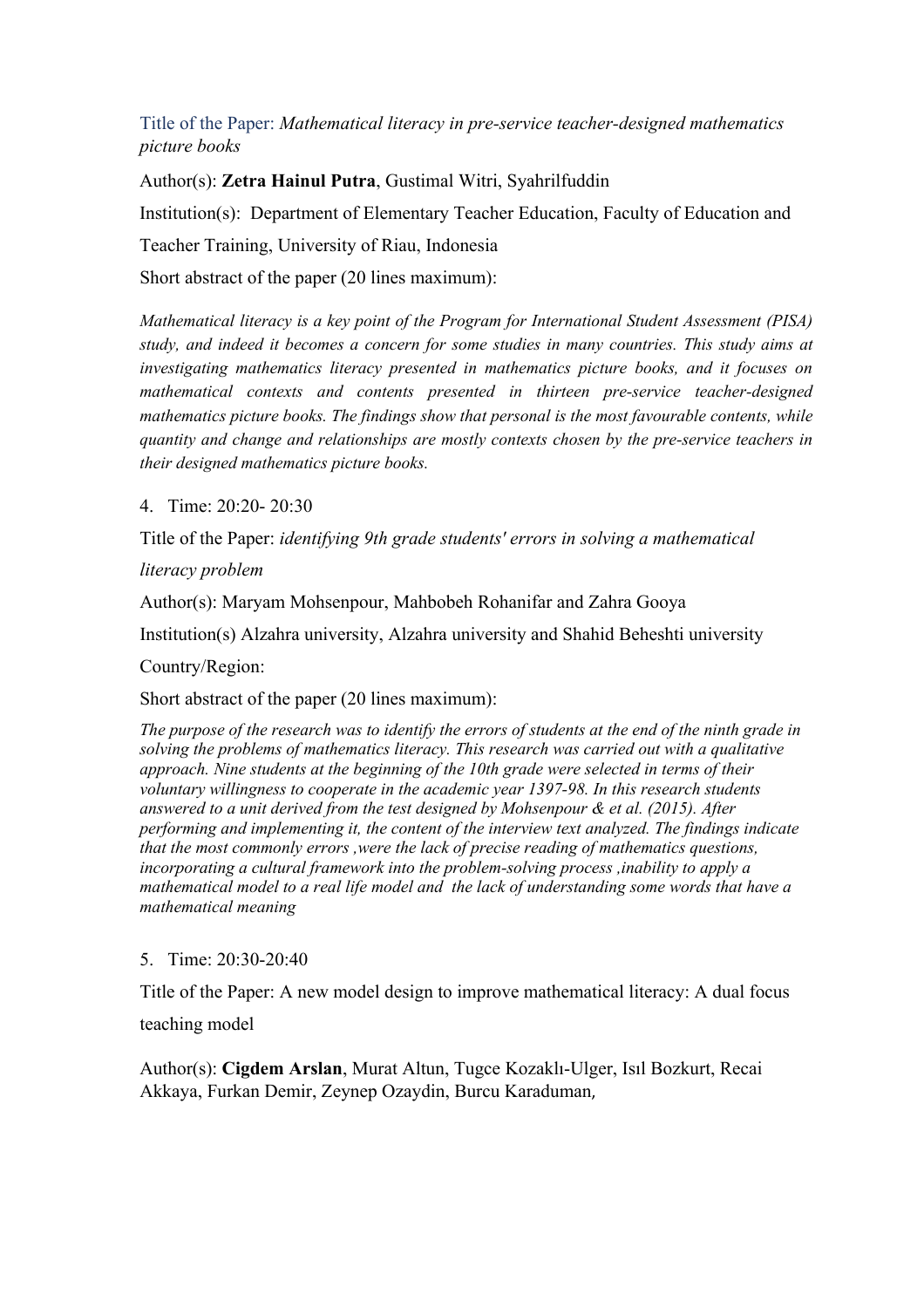Title of the Paper: *Mathematical literacy in pre-service teacher-designed mathematics picture books*

Author(s): **Zetra Hainul Putra**, Gustimal Witri, Syahrilfuddin

Institution(s): Department of Elementary Teacher Education, Faculty of Education and Teacher Training, University of Riau, Indonesia

Short abstract of the paper (20 lines maximum):

*Mathematical literacy is a key point of the Program for International Student Assessment (PISA) study, and indeed it becomes a concern for some studies in many countries. This study aims at investigating mathematics literacy presented in mathematics picture books, and it focuses on mathematical contexts and contents presented in thirteen pre-service teacher-designed mathematics picture books. The findings show that personal is the most favourable contents, while quantity and change and relationships are mostly contexts chosen by the pre-service teachers in their designed mathematics picture books.*

4. Time: 20:20- 20:30

Title of the Paper: *identifying 9th grade students' errors in solving a mathematical literacy problem*

Author(s): Maryam Mohsenpour, Mahbobeh Rohanifar and Zahra Gooya

Institution(s) Alzahra university, Alzahra university and Shahid Beheshti university

Country/Region:

Short abstract of the paper (20 lines maximum):

*The purpose of the research was to identify the errors of students at the end of the ninth grade in solving the problems of mathematics literacy. This research was carried out with a qualitative approach. Nine students at the beginning of the 10th grade were selected in terms of their voluntary willingness to cooperate in the academic year 1397-98. In this research students answered to a unit derived from the test designed by Mohsenpour & et al. (2015). After performing and implementing it, the content of the interview text analyzed. The findings indicate that the most commonly errors ,were the lack of precise reading of mathematics questions, incorporating a cultural framework into the problem-solving process ,inability to apply a mathematical model to a real life model and the lack of understanding some words that have a mathematical meaning*

5. Time: 20:30-20:40

Title of the Paper: A new model design to improve mathematical literacy: A dual focus teaching model

Author(s): **Cigdem Arslan**, Murat Altun, Tugce Kozaklı-Ulger, Isıl Bozkurt, Recai Akkaya, Furkan Demir, Zeynep Ozaydin, Burcu Karaduman,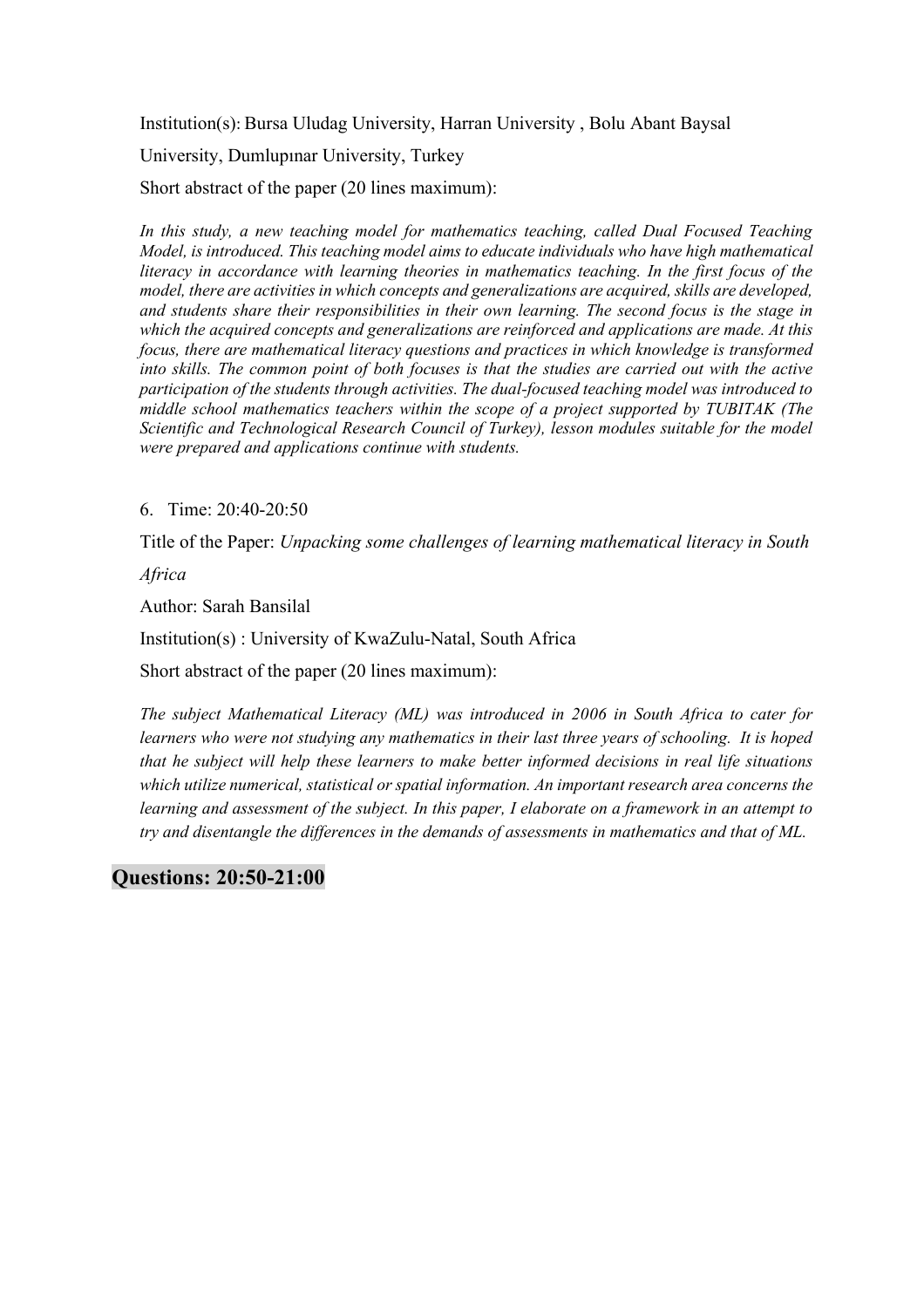Institution(s): Bursa Uludag University, Harran University , Bolu Abant Baysal University, Dumlupınar University, Turkey

Short abstract of the paper (20 lines maximum):

*In this study, a new teaching model for mathematics teaching, called Dual Focused Teaching Model, is introduced. This teaching model aims to educate individuals who have high mathematical literacy in accordance with learning theories in mathematics teaching. In the first focus of the model, there are activities in which concepts and generalizations are acquired, skills are developed, and students share their responsibilities in their own learning. The second focus is the stage in which the acquired concepts and generalizations are reinforced and applications are made. At this focus, there are mathematical literacy questions and practices in which knowledge is transformed into skills. The common point of both focuses is that the studies are carried out with the active participation of the students through activities. The dual-focused teaching model was introduced to middle school mathematics teachers within the scope of a project supported by TUBITAK (The Scientific and Technological Research Council of Turkey), lesson modules suitable for the model were prepared and applications continue with students.*

6. Time: 20:40-20:50

Title of the Paper: *Unpacking some challenges of learning mathematical literacy in South Africa*

Author: Sarah Bansilal

Institution(s) : University of KwaZulu-Natal, South Africa

Short abstract of the paper (20 lines maximum):

*The subject Mathematical Literacy (ML) was introduced in 2006 in South Africa to cater for learners who were not studying any mathematics in their last three years of schooling. It is hoped that he subject will help these learners to make better informed decisions in real life situations which utilize numerical, statistical or spatial information. An important research area concerns the learning and assessment of the subject. In this paper, I elaborate on a framework in an attempt to try and disentangle the differences in the demands of assessments in mathematics and that of ML.*

## Questions: 20:50-21:00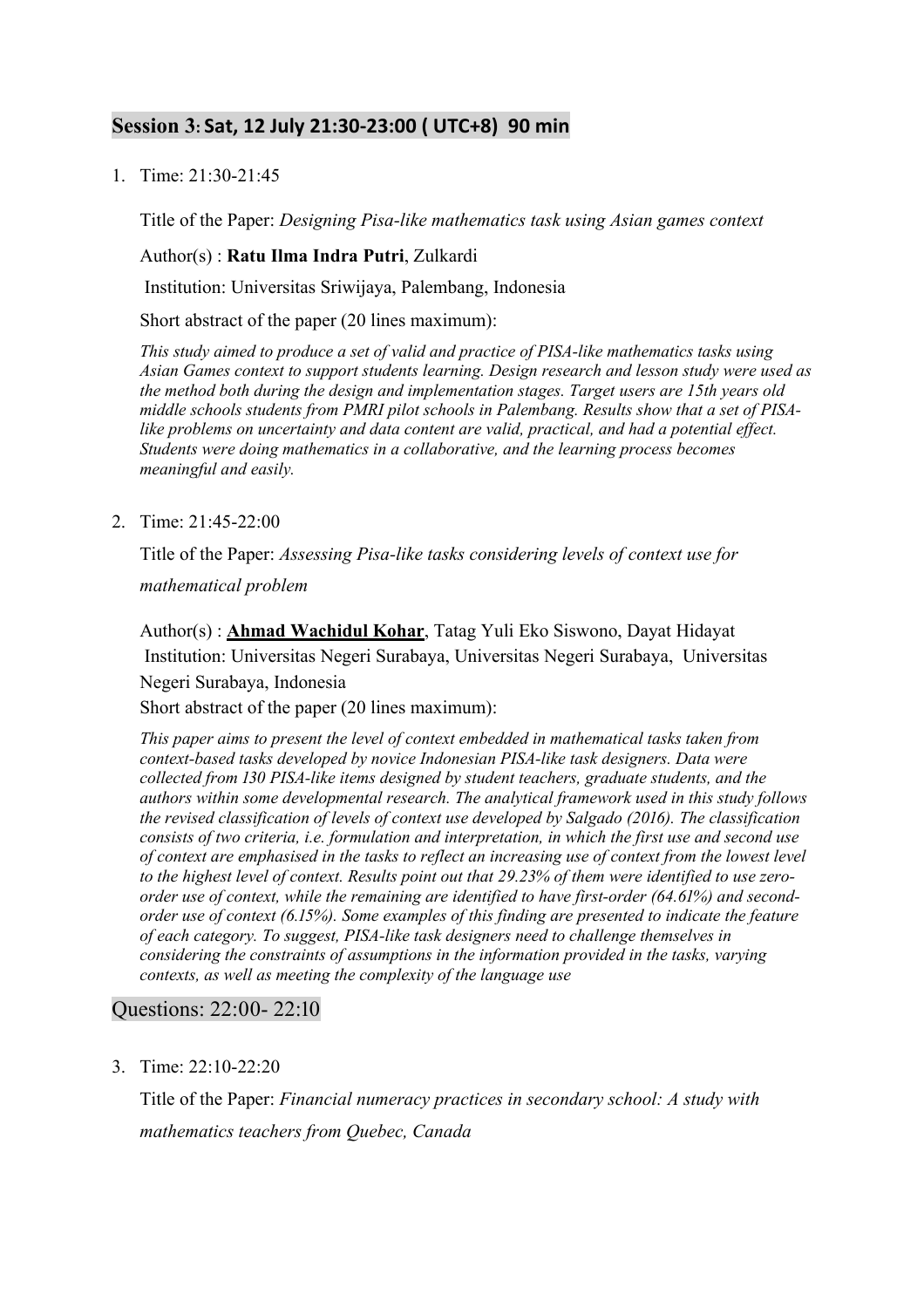## Session 3: Sat, 12 July 21:30-23:00 ( UTC+8) 90 min

1. Time: 21:30-21:45

   Title of the Paper: *Designing Pisa-like mathematics task using Asian games context*

   Author(s) : **Ratu Ilma Indra Putri**, Zulkardi

   Institution: Universitas Sriwijaya, Palembang, Indonesia

   Short abstract of the paper (20 lines maximum):

   *This study aimed to produce a set of valid and practice of PISA-like mathematics tasks using Asian Games context to support students learning. Design research and lesson study were used as the method both during the design and implementation stages. Target users are 15th years old middle schools students from PMRI pilot schools in Palembang. Results show that a set of PISA-like problems on uncertainty and data content are valid, practical, and had a potential effect. Students were doing mathematics in a collaborative, and the learning process becomes meaningful and easily.*

2. Time: 21:45-22:00

   Title of the Paper: *Assessing Pisa-like tasks considering levels of context use for mathematical problem*

   Author(s) : **Ahmad Wachidul Kohar**, Tatag Yuli Eko Siswono, Dayat Hidayat

   Institution: Universitas Negeri Surabaya, Universitas Negeri Surabaya, Universitas Negeri Surabaya, Indonesia

   Short abstract of the paper (20 lines maximum):

   *This paper aims to present the level of context embedded in mathematical tasks taken from context-based tasks developed by novice Indonesian PISA-like task designers. Data were collected from 130 PISA-like items designed by student teachers, graduate students, and the authors within some developmental research. The analytical framework used in this study follows the revised classification of levels of context use developed by Salgado (2016). The classification consists of two criteria, i.e. formulation and interpretation, in which the first use and second use of context are emphasised in the tasks to reflect an increasing use of context from the lowest level to the highest level of context. Results point out that 29.23% of them were identified to use zero-order use of context, while the remaining are identified to have first-order (64.61%) and second-order use of context (6.15%). Some examples of this finding are presented to indicate the feature of each category. To suggest, PISA-like task designers need to challenge themselves in considering the constraints of assumptions in the information provided in the tasks, varying contexts, as well as meeting the complexity of the language use*

Questions: 22:00- 22:10

3. Time: 22:10-22:20

   Title of the Paper: *Financial numeracy practices in secondary school: A study with mathematics teachers from Quebec, Canada*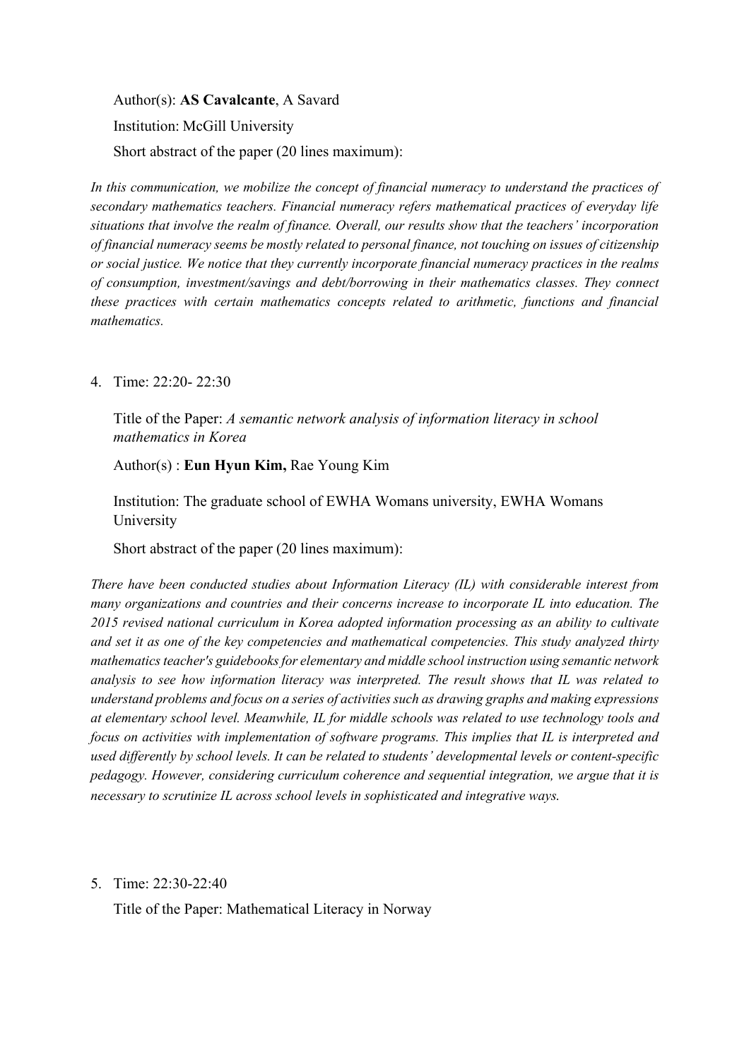Author(s): **AS Cavalcante**, A Savard

Institution: McGill University

Short abstract of the paper (20 lines maximum):

*In this communication, we mobilize the concept of financial numeracy to understand the practices of secondary mathematics teachers. Financial numeracy refers mathematical practices of everyday life situations that involve the realm of finance. Overall, our results show that the teachers' incorporation of financial numeracy seems be mostly related to personal finance, not touching on issues of citizenship or social justice. We notice that they currently incorporate financial numeracy practices in the realms of consumption, investment/savings and debt/borrowing in their mathematics classes. They connect these practices with certain mathematics concepts related to arithmetic, functions and financial mathematics.*

4. Time: 22:20- 22:30

   Title of the Paper: *A semantic network analysis of information literacy in school mathematics in Korea*

   Author(s) : **Eun Hyun Kim,** Rae Young Kim

   Institution: The graduate school of EWHA Womans university, EWHA Womans University

   Short abstract of the paper (20 lines maximum):

*There have been conducted studies about Information Literacy (IL) with considerable interest from many organizations and countries and their concerns increase to incorporate IL into education. The 2015 revised national curriculum in Korea adopted information processing as an ability to cultivate and set it as one of the key competencies and mathematical competencies. This study analyzed thirty mathematics teacher's guidebooks for elementary and middle school instruction using semantic network analysis to see how information literacy was interpreted. The result shows that IL was related to understand problems and focus on a series of activities such as drawing graphs and making expressions at elementary school level. Meanwhile, IL for middle schools was related to use technology tools and focus on activities with implementation of software programs. This implies that IL is interpreted and used differently by school levels. It can be related to students' developmental levels or content-specific pedagogy. However, considering curriculum coherence and sequential integration, we argue that it is necessary to scrutinize IL across school levels in sophisticated and integrative ways.*

5. Time: 22:30-22:40

   Title of the Paper: Mathematical Literacy in Norway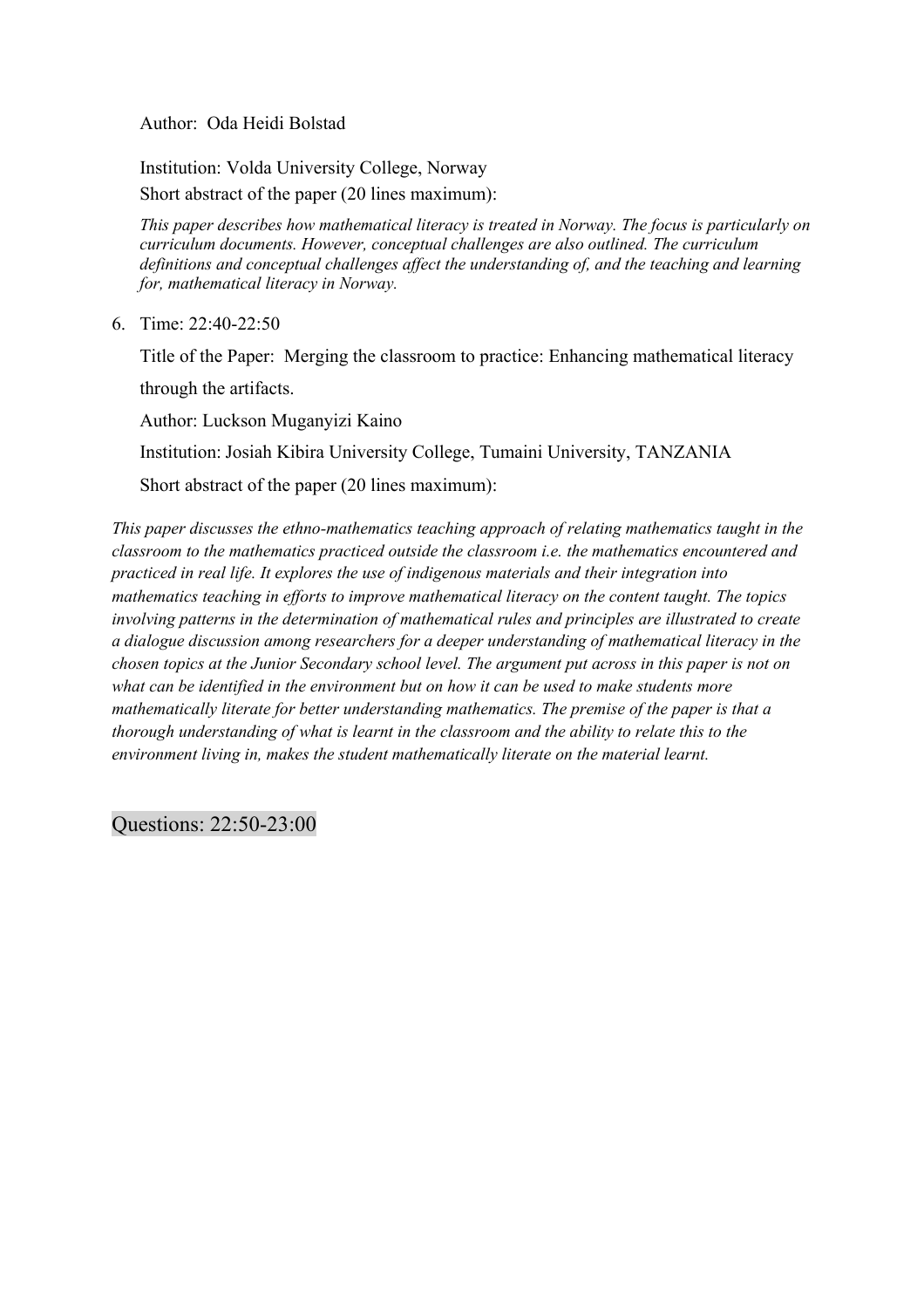Author: Oda Heidi Bolstad

Institution: Volda University College, Norway

Short abstract of the paper (20 lines maximum):

*This paper describes how mathematical literacy is treated in Norway. The focus is particularly on curriculum documents. However, conceptual challenges are also outlined. The curriculum definitions and conceptual challenges affect the understanding of, and the teaching and learning for, mathematical literacy in Norway.*

6. Time: 22:40-22:50

   Title of the Paper: Merging the classroom to practice: Enhancing mathematical literacy through the artifacts.

   Author: Luckson Muganyizi Kaino

   Institution: Josiah Kibira University College, Tumaini University, TANZANIA

   Short abstract of the paper (20 lines maximum):

*This paper discusses the ethno-mathematics teaching approach of relating mathematics taught in the classroom to the mathematics practiced outside the classroom i.e. the mathematics encountered and practiced in real life. It explores the use of indigenous materials and their integration into mathematics teaching in efforts to improve mathematical literacy on the content taught. The topics involving patterns in the determination of mathematical rules and principles are illustrated to create a dialogue discussion among researchers for a deeper understanding of mathematical literacy in the chosen topics at the Junior Secondary school level. The argument put across in this paper is not on what can be identified in the environment but on how it can be used to make students more mathematically literate for better understanding mathematics. The premise of the paper is that a thorough understanding of what is learnt in the classroom and the ability to relate this to the environment living in, makes the student mathematically literate on the material learnt.*

Questions: 22:50-23:00